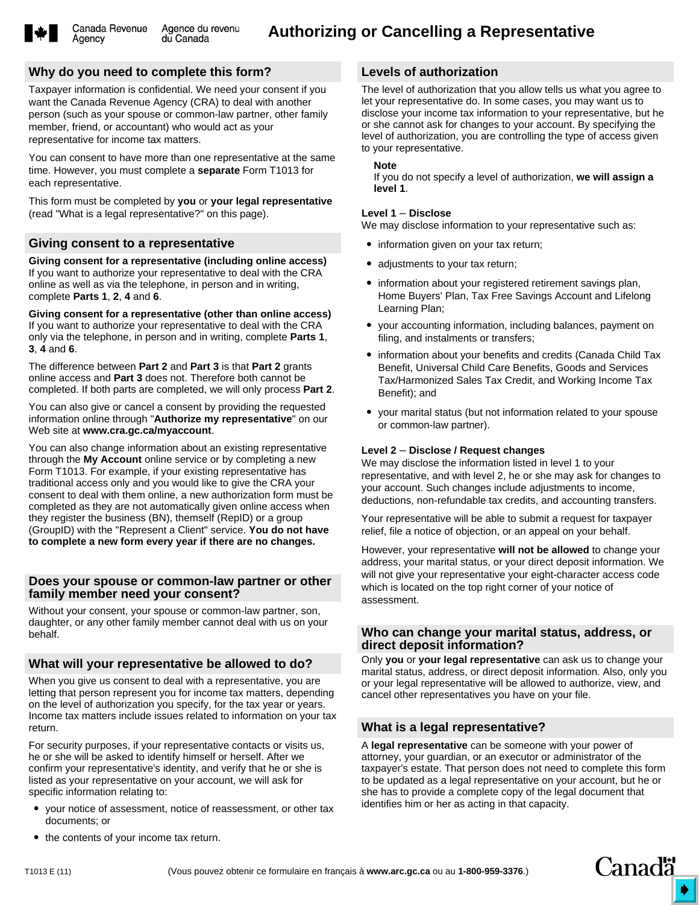Canada Revenue Agency / Agence du revenu du Canada

# Authorizing or Cancelling a Representative

## Why do you need to complete this form?

Taxpayer information is confidential. We need your consent if you want the Canada Revenue Agency (CRA) to deal with another person (such as your spouse or common-law partner, other family member, friend, or accountant) who would act as your representative for income tax matters.

You can consent to have more than one representative at the same time. However, you must complete a **separate** Form T1013 for each representative.

This form must be completed by **you** or **your legal representative** (read "What is a legal representative?" on this page).

## Giving consent to a representative

**Giving consent for a representative (including online access)**
If you want to authorize your representative to deal with the CRA online as well as via the telephone, in person and in writing, complete **Parts 1**, **2**, **4** and **6**.

**Giving consent for a representative (other than online access)**
If you want to authorize your representative to deal with the CRA only via the telephone, in person and in writing, complete **Parts 1**, **3**, **4** and **6**.

The difference between **Part 2** and **Part 3** is that **Part 2** grants online access and **Part 3** does not. Therefore both cannot be completed. If both parts are completed, we will only process **Part 2**.

You can also give or cancel a consent by providing the requested information online through "**Authorize my representative**" on our Web site at **www.cra.gc.ca/myaccount**.

You can also change information about an existing representative through the **My Account** online service or by completing a new Form T1013. For example, if your existing representative has traditional access only and you would like to give the CRA your consent to deal with them online, a new authorization form must be completed as they are not automatically given online access when they register the business (BN), themself (RepID) or a group (GroupID) with the "Represent a Client" service. **You do not have to complete a new form every year if there are no changes.**

## Does your spouse or common-law partner or other family member need your consent?

Without your consent, your spouse or common-law partner, son, daughter, or any other family member cannot deal with us on your behalf.

## What will your representative be allowed to do?

When you give us consent to deal with a representative, you are letting that person represent you for income tax matters, depending on the level of authorization you specify, for the tax year or years. Income tax matters include issues related to information on your tax return.

For security purposes, if your representative contacts or visits us, he or she will be asked to identify himself or herself. After we confirm your representative's identity, and verify that he or she is listed as your representative on your account, we will ask for specific information relating to:

- your notice of assessment, notice of reassessment, or other tax documents; or
- the contents of your income tax return.

## Levels of authorization

The level of authorization that you allow tells us what you agree to let your representative do. In some cases, you may want us to disclose your income tax information to your representative, but he or she cannot ask for changes to your account. By specifying the level of authorization, you are controlling the type of access given to your representative.

**Note**
If you do not specify a level of authorization, **we will assign a level 1**.

**Level 1** – **Disclose**
We may disclose information to your representative such as:

- information given on your tax return;
- adjustments to your tax return;
- information about your registered retirement savings plan, Home Buyers' Plan, Tax Free Savings Account and Lifelong Learning Plan;
- your accounting information, including balances, payment on filing, and instalments or transfers;
- information about your benefits and credits (Canada Child Tax Benefit, Universal Child Care Benefits, Goods and Services Tax/Harmonized Sales Tax Credit, and Working Income Tax Benefit); and
- your marital status (but not information related to your spouse or common-law partner).

**Level 2** – **Disclose / Request changes**
We may disclose the information listed in level 1 to your representative, and with level 2, he or she may ask for changes to your account. Such changes include adjustments to income, deductions, non-refundable tax credits, and accounting transfers.

Your representative will be able to submit a request for taxpayer relief, file a notice of objection, or an appeal on your behalf.

However, your representative **will not be allowed** to change your address, your marital status, or your direct deposit information. We will not give your representative your eight-character access code which is located on the top right corner of your notice of assessment.

## Who can change your marital status, address, or direct deposit information?

Only **you** or **your legal representative** can ask us to change your marital status, address, or direct deposit information. Also, only you or your legal representative will be allowed to authorize, view, and cancel other representatives you have on your file.

## What is a legal representative?

A **legal representative** can be someone with your power of attorney, your guardian, or an executor or administrator of the taxpayer's estate. That person does not need to complete this form to be updated as a legal representative on your account, but he or she has to provide a complete copy of the legal document that identifies him or her as acting in that capacity.

T1013 E (11) (Vous pouvez obtenir ce formulaire en français à **www.arc.gc.ca** ou au **1-800-959-3376**.)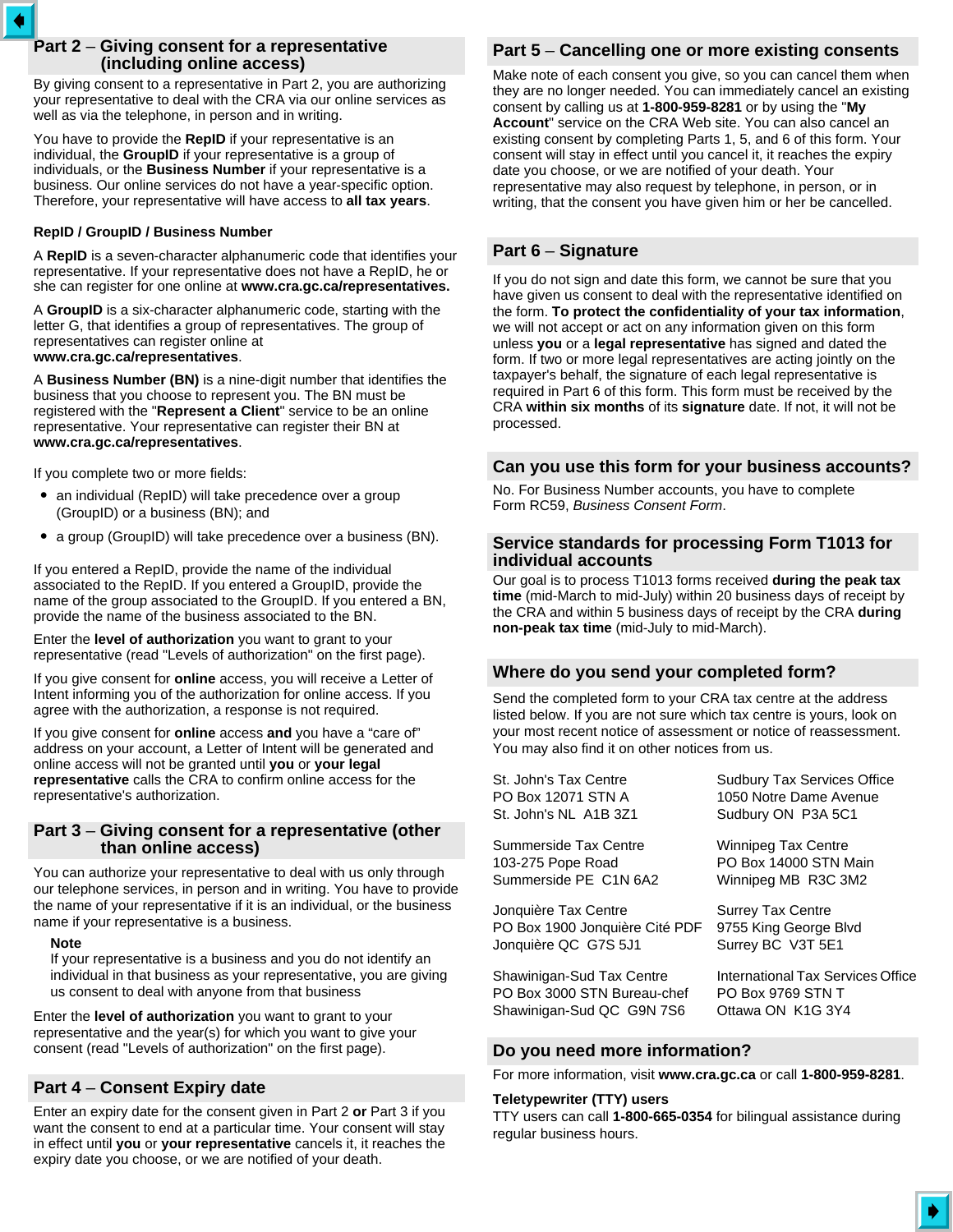## Part 2 – Giving consent for a representative (including online access)

By giving consent to a representative in Part 2, you are authorizing your representative to deal with the CRA via our online services as well as via the telephone, in person and in writing.

You have to provide the **RepID** if your representative is an individual, the **GroupID** if your representative is a group of individuals, or the **Business Number** if your representative is a business. Our online services do not have a year-specific option. Therefore, your representative will have access to **all tax years**.

### RepID / GroupID / Business Number

A **RepID** is a seven-character alphanumeric code that identifies your representative. If your representative does not have a RepID, he or she can register for one online at **www.cra.gc.ca/representatives.**

A **GroupID** is a six-character alphanumeric code, starting with the letter G, that identifies a group of representatives. The group of representatives can register online at **www.cra.gc.ca/representatives**.

A **Business Number (BN)** is a nine-digit number that identifies the business that you choose to represent you. The BN must be registered with the "**Represent a Client**" service to be an online representative. Your representative can register their BN at **www.cra.gc.ca/representatives**.

If you complete two or more fields:

- an individual (RepID) will take precedence over a group (GroupID) or a business (BN); and
- a group (GroupID) will take precedence over a business (BN).

If you entered a RepID, provide the name of the individual associated to the RepID. If you entered a GroupID, provide the name of the group associated to the GroupID. If you entered a BN, provide the name of the business associated to the BN.

Enter the **level of authorization** you want to grant to your representative (read "Levels of authorization" on the first page).

If you give consent for **online** access, you will receive a Letter of Intent informing you of the authorization for online access. If you agree with the authorization, a response is not required.

If you give consent for **online** access **and** you have a "care of" address on your account, a Letter of Intent will be generated and online access will not be granted until **you** or **your legal representative** calls the CRA to confirm online access for the representative's authorization.

## Part 3 – Giving consent for a representative (other than online access)

You can authorize your representative to deal with us only through our telephone services, in person and in writing. You have to provide the name of your representative if it is an individual, or the business name if your representative is a business.

> **Note**
> If your representative is a business and you do not identify an individual in that business as your representative, you are giving us consent to deal with anyone from that business

Enter the **level of authorization** you want to grant to your representative and the year(s) for which you want to give your consent (read "Levels of authorization" on the first page).

## Part 4 – Consent Expiry date

Enter an expiry date for the consent given in Part 2 **or** Part 3 if you want the consent to end at a particular time. Your consent will stay in effect until **you** or **your representative** cancels it, it reaches the expiry date you choose, or we are notified of your death.

## Part 5 – Cancelling one or more existing consents

Make note of each consent you give, so you can cancel them when they are no longer needed. You can immediately cancel an existing consent by calling us at **1-800-959-8281** or by using the "**My Account**" service on the CRA Web site. You can also cancel an existing consent by completing Parts 1, 5, and 6 of this form. Your consent will stay in effect until you cancel it, it reaches the expiry date you choose, or we are notified of your death. Your representative may also request by telephone, in person, or in writing, that the consent you have given him or her be cancelled.

## Part 6 – Signature

If you do not sign and date this form, we cannot be sure that you have given us consent to deal with the representative identified on the form. **To protect the confidentiality of your tax information**, we will not accept or act on any information given on this form unless **you** or a **legal representative** has signed and dated the form. If two or more legal representatives are acting jointly on the taxpayer's behalf, the signature of each legal representative is required in Part 6 of this form. This form must be received by the CRA **within six months** of its **signature** date. If not, it will not be processed.

## Can you use this form for your business accounts?

No. For Business Number accounts, you have to complete Form RC59, *Business Consent Form*.

## Service standards for processing Form T1013 for individual accounts

Our goal is to process T1013 forms received **during the peak tax time** (mid-March to mid-July) within 20 business days of receipt by the CRA and within 5 business days of receipt by the CRA **during non-peak tax time** (mid-July to mid-March).

## Where do you send your completed form?

Send the completed form to your CRA tax centre at the address listed below. If you are not sure which tax centre is yours, look on your most recent notice of assessment or notice of reassessment. You may also find it on other notices from us.

St. John's Tax Centre
PO Box 12071 STN A
St. John's NL  A1B 3Z1

Summerside Tax Centre
103-275 Pope Road
Summerside PE  C1N 6A2

Jonquière Tax Centre
PO Box 1900 Jonquière Cité PDF
Jonquière QC  G7S 5J1

Shawinigan-Sud Tax Centre
PO Box 3000 STN Bureau-chef
Shawinigan-Sud QC  G9N 7S6

Sudbury Tax Services Office
1050 Notre Dame Avenue
Sudbury ON  P3A 5C1

Winnipeg Tax Centre
PO Box 14000 STN Main
Winnipeg MB  R3C 3M2

Surrey Tax Centre
9755 King George Blvd
Surrey BC  V3T 5E1

International Tax Services Office
PO Box 9769 STN T
Ottawa ON  K1G 3Y4

## Do you need more information?

For more information, visit **www.cra.gc.ca** or call **1-800-959-8281**.

**Teletypewriter (TTY) users**
TTY users can call **1-800-665-0354** for bilingual assistance during regular business hours.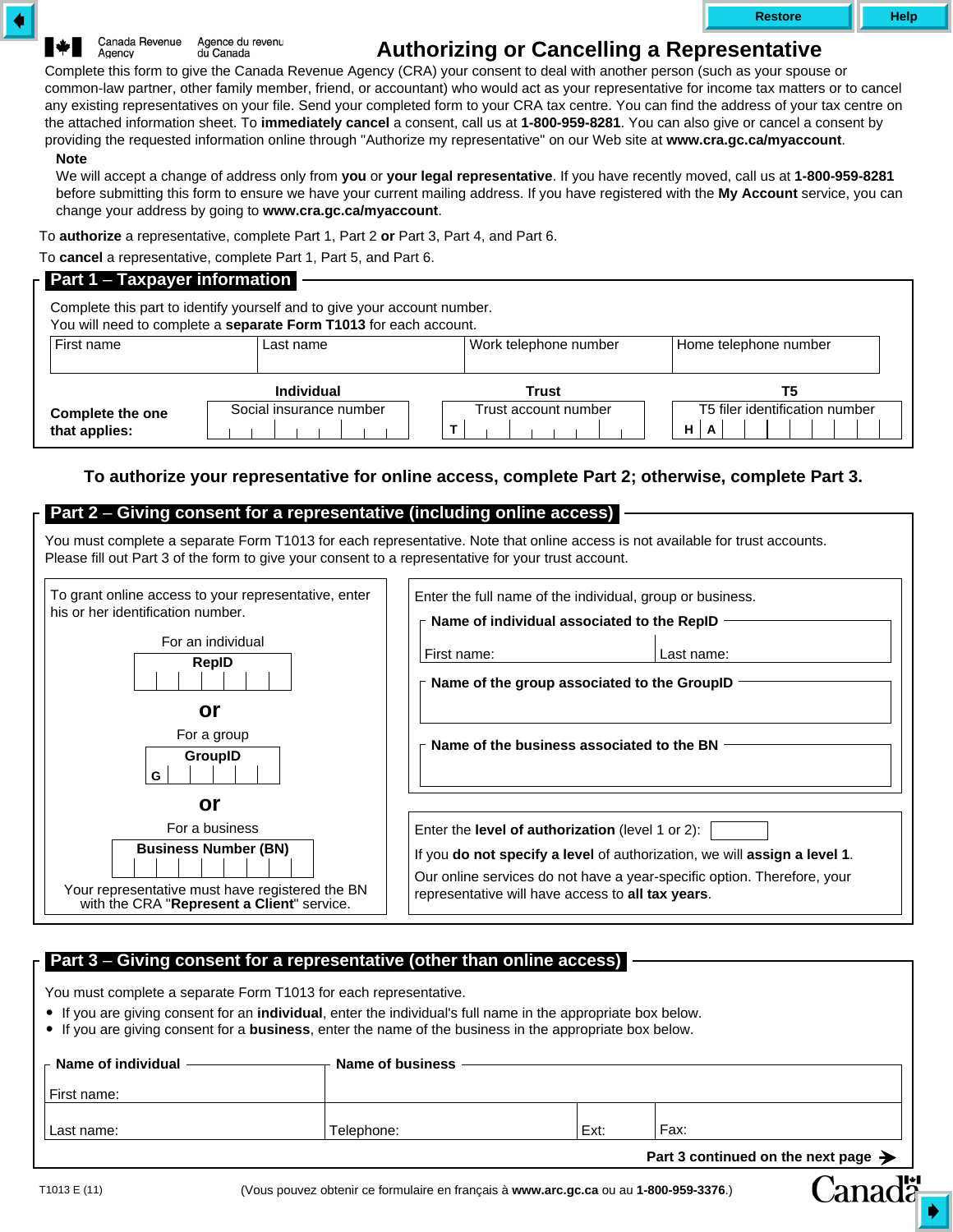Canada Revenue Agency / Agence du revenu du Canada

# Authorizing or Cancelling a Representative

Complete this form to give the Canada Revenue Agency (CRA) your consent to deal with another person (such as your spouse or common-law partner, other family member, friend, or accountant) who would act as your representative for income tax matters or to cancel any existing representatives on your file. Send your completed form to your CRA tax centre. You can find the address of your tax centre on the attached information sheet. To **immediately cancel** a consent, call us at **1-800-959-8281**. You can also give or cancel a consent by providing the requested information online through "Authorize my representative" on our Web site at **www.cra.gc.ca/myaccount**.

**Note**

We will accept a change of address only from **you** or **your legal representative**. If you have recently moved, call us at **1-800-959-8281** before submitting this form to ensure we have your current mailing address. If you have registered with the **My Account** service, you can change your address by going to **www.cra.gc.ca/myaccount**.

To **authorize** a representative, complete Part 1, Part 2 **or** Part 3, Part 4, and Part 6.

To **cancel** a representative, complete Part 1, Part 5, and Part 6.

## Part 1 – Taxpayer information

Complete this part to identify yourself and to give your account number.
You will need to complete a **separate Form T1013** for each account.

| First name | Last name | Work telephone number | Home telephone number |
|---|---|---|---|
| | | | |

**Complete the one that applies:**

| Individual | Trust | T5 |
|---|---|---|
| Social insurance number | Trust account number | T5 filer identification number |
| | T | H A |

**To authorize your representative for online access, complete Part 2; otherwise, complete Part 3.**

## Part 2 – Giving consent for a representative (including online access)

You must complete a separate Form T1013 for each representative. Note that online access is not available for trust accounts. Please fill out Part 3 of the form to give your consent to a representative for your trust account.

To grant online access to your representative, enter his or her identification number.

For an individual
**RepID**

**or**

For a group
**GroupID**
G

**or**

For a business
**Business Number (BN)**

Your representative must have registered the BN with the CRA "**Represent a Client**" service.

Enter the full name of the individual, group or business.

**Name of individual associated to the RepID**

First name: Last name:

**Name of the group associated to the GroupID**

**Name of the business associated to the BN**

Enter the **level of authorization** (level 1 or 2):

If you **do not specify a level** of authorization, we will **assign a level 1**.

Our online services do not have a year-specific option. Therefore, your representative will have access to **all tax years**.

## Part 3 – Giving consent for a representative (other than online access)

You must complete a separate Form T1013 for each representative.

- If you are giving consent for an **individual**, enter the individual's full name in the appropriate box below.
- If you are giving consent for a **business**, enter the name of the business in the appropriate box below.

| Name of individual | Name of business | | |
|---|---|---|---|
| First name: | | | |
| Last name: | Telephone: | Ext: | Fax: |

**Part 3 continued on the next page** ➔

T1013 E (11)

(Vous pouvez obtenir ce formulaire en français à **www.arc.gc.ca** ou au **1-800-959-3376**.)

Canada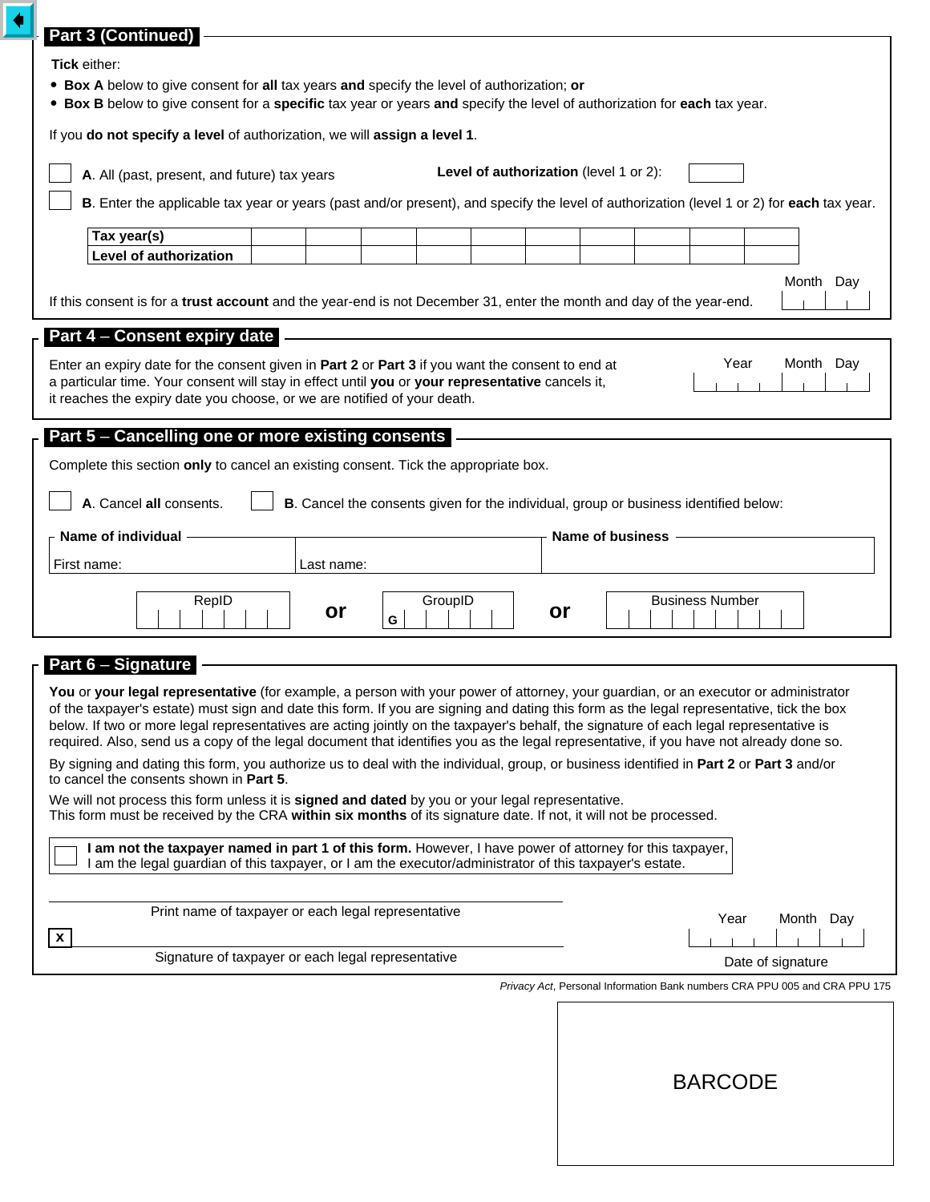## Part 3 (Continued)

**Tick** either:

- **Box A** below to give consent for **all** tax years **and** specify the level of authorization; **or**
- **Box B** below to give consent for a **specific** tax year or years **and** specify the level of authorization for **each** tax year.

If you **do not specify a level** of authorization, we will **assign a level 1**.

☐ **A**. All (past, present, and future) tax years  **Level of authorization** (level 1 or 2): ____

☐ **B**. Enter the applicable tax year or years (past and/or present), and specify the level of authorization (level 1 or 2) for **each** tax year.

| **Tax year(s)** | | | | | | | | | | |
|---|---|---|---|---|---|---|---|---|---|---|
| **Level of authorization** | | | | | | | | | | |

If this consent is for a **trust account** and the year-end is not December 31, enter the month and day of the year-end. Month | Day

## Part 4 – Consent expiry date

Enter an expiry date for the consent given in **Part 2** or **Part 3** if you want the consent to end at a particular time. Your consent will stay in effect until **you** or **your representative** cancels it, it reaches the expiry date you choose, or we are notified of your death.

Year | Month | Day

## Part 5 – Cancelling one or more existing consents

Complete this section **only** to cancel an existing consent. Tick the appropriate box.

☐ **A**. Cancel **all** consents.  ☐ **B**. Cancel the consents given for the individual, group or business identified below:

**Name of individual**

First name: ____ Last name: ____

**Name of business** ____

RepID ____ **or** GroupID G ____ **or** Business Number ____

## Part 6 – Signature

**You** or **your legal representative** (for example, a person with your power of attorney, your guardian, or an executor or administrator of the taxpayer's estate) must sign and date this form. If you are signing and dating this form as the legal representative, tick the box below. If two or more legal representatives are acting jointly on the taxpayer's behalf, the signature of each legal representative is required. Also, send us a copy of the legal document that identifies you as the legal representative, if you have not already done so.

By signing and dating this form, you authorize us to deal with the individual, group, or business identified in **Part 2** or **Part 3** and/or to cancel the consents shown in **Part 5**.

We will not process this form unless it is **signed and dated** by you or your legal representative.
This form must be received by the CRA **within six months** of its signature date. If not, it will not be processed.

☐ **I am not the taxpayer named in part 1 of this form.** However, I have power of attorney for this taxpayer, I am the legal guardian of this taxpayer, or I am the executor/administrator of this taxpayer's estate.

Print name of taxpayer or each legal representative

X ____

Signature of taxpayer or each legal representative

Year | Month | Day

Date of signature

*Privacy Act*, Personal Information Bank numbers CRA PPU 005 and CRA PPU 175

BARCODE